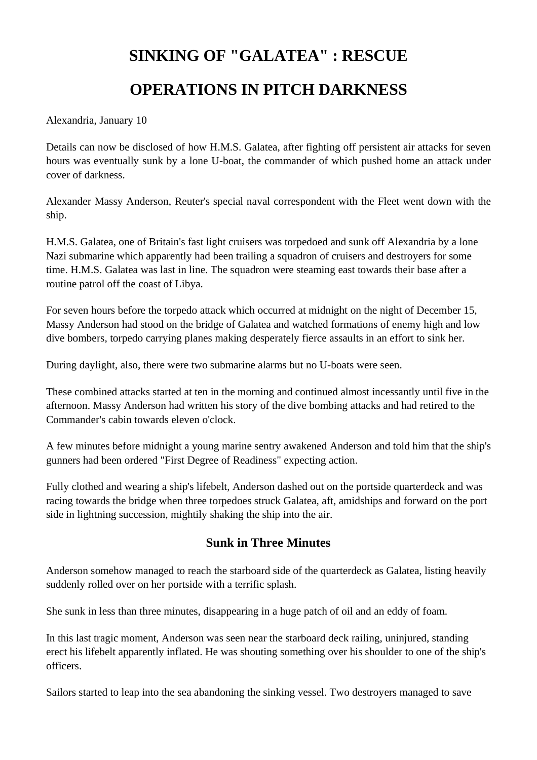# SINKING OF "GALATEA" : RESCUE OPERATIONS IN PITCH DARKNESS

Alexandria, January 10

Details can now be disclosed of how H.M.S. Galatea, after fighting off persistent air attacks for seven hours was eventually sunk by a lone U-boat, the commander of which pushed home an attack under cover of darkness.

Alexander Massy Anderson, Reuter's special naval correspondent with the Fleet went down with the ship.

H.M.S. Galatea, one of Britain's fast light cruisers was torpedoed and sunk off Alexandria by a lone Nazi submarine which apparently had been trailing a squadron of cruisers and destroyers for some time. H.M.S. Galatea was last in line. The squadron were steaming east towards their base after a routine patrol off the coast of Libya.

For seven hours before the torpedo attack which occurred at midnight on the night of December 15, Massy Anderson had stood on the bridge of Galatea and watched formations of enemy high and low dive bombers, torpedo carrying planes making desperately fierce assaults in an effort to sink her.

During daylight, also, there were two submarine alarms but no U-boats were seen.

These combined attacks started at ten in the morning and continued almost incessantly until five in the afternoon. Massy Anderson had written his story of the dive bombing attacks and had retired to the Commander's cabin towards eleven o'clock.

A few minutes before midnight a young marine sentry awakened Anderson and told him that the ship's gunners had been ordered "First Degree of Readiness" expecting action.

Fully clothed and wearing a ship's lifebelt, Anderson dashed out on the portside quarterdeck and was racing towards the bridge when three torpedoes struck Galatea, aft, amidships and forward on the port side in lightning succession, mightily shaking the ship into the air.

## Sunk in Three Minutes

Anderson somehow managed to reach the starboard side of the quarterdeck as Galatea, listing heavily suddenly rolled over on her portside with a terrific splash.

She sunk in less than three minutes, disappearing in a huge patch of oil and an eddy of foam.

In this last tragic moment, Anderson was seen near the starboard deck railing, uninjured, standing erect his lifebelt apparently inflated. He was shouting something over his shoulder to one of the ship's officers.

Sailors started to leap into the sea abandoning the sinking vessel. Two destroyers managed to save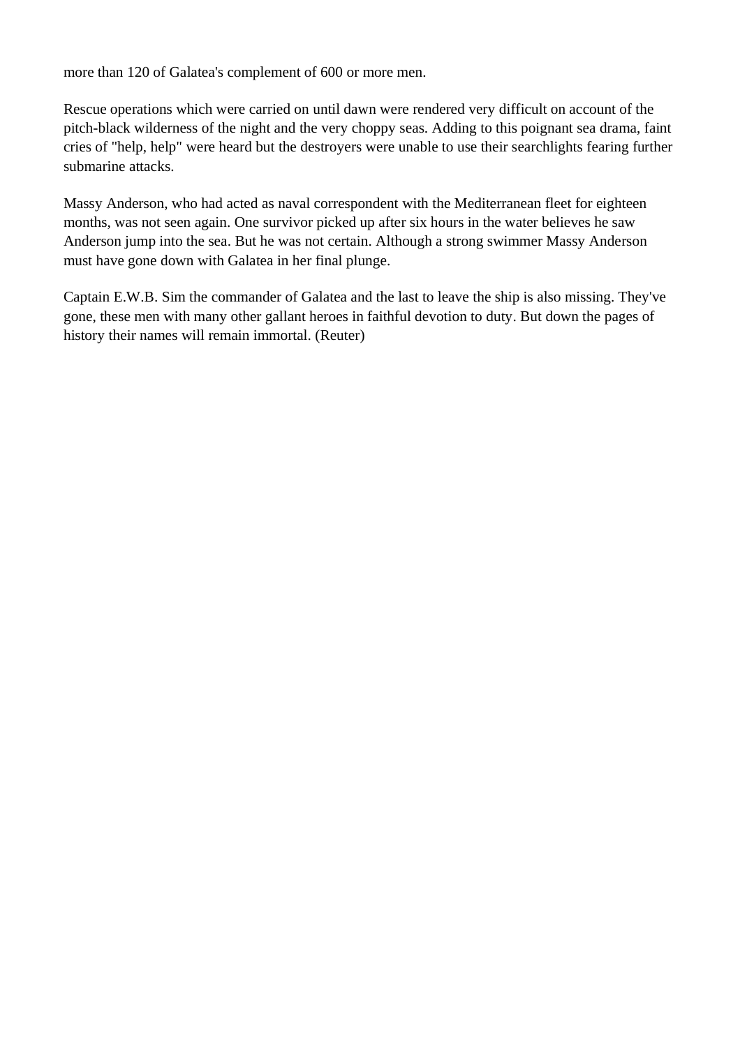more than 120 of Galatea's complement of 600 or more men.

Rescue operations which were carried on until dawn were rendered very difficult on account of the pitch-black wilderness of the night and the very choppy seas. Adding to this poignant sea drama, faint cries of "help, help" were heard but the destroyers were unable to use their searchlights fearing further submarine attacks.

Massy Anderson, who had acted as naval correspondent with the Mediterranean fleet for eighteen months, was not seen again. One survivor picked up after six hours in the water believes he saw Anderson jump into the sea. But he was not certain. Although a strong swimmer Massy Anderson must have gone down with Galatea in her final plunge.

Captain E.W.B. Sim the commander of Galatea and the last to leave the ship is also missing. They've gone, these men with many other gallant heroes in faithful devotion to duty. But down the pages of history their names will remain immortal. (Reuter)